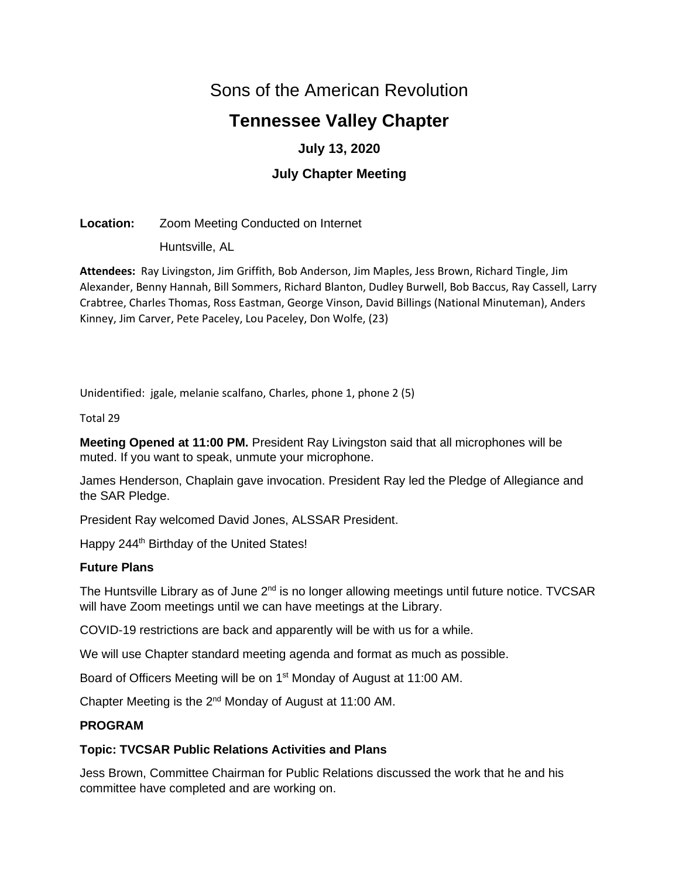# Sons of the American Revolution

## Tennessee Valley Chapter

### July 13, 2020

### July Chapter Meeting

**Location:** Zoom Meeting Conducted on Internet

Huntsville, AL

**Attendees:** Ray Livingston, Jim Griffith, Bob Anderson, Jim Maples, Jess Brown, Richard Tingle, Jim Alexander, Benny Hannah, Bill Sommers, Richard Blanton, Dudley Burwell, Bob Baccus, Ray Cassell, Larry Crabtree, Charles Thomas, Ross Eastman, George Vinson, David Billings (National Minuteman), Anders Kinney, Jim Carver, Pete Paceley, Lou Paceley, Don Wolfe, (23)

Unidentified: jgale, melanie scalfano, Charles, phone 1, phone 2 (5)

Total 29

**Meeting Opened at 11:00 PM.** President Ray Livingston said that all microphones will be muted. If you want to speak, unmute your microphone.

James Henderson, Chaplain gave invocation. President Ray led the Pledge of Allegiance and the SAR Pledge.

President Ray welcomed David Jones, ALSSAR President.

Happy 244th Birthday of the United States!

**Future Plans**

The Huntsville Library as of June 2nd is no longer allowing meetings until future notice. TVCSAR will have Zoom meetings until we can have meetings at the Library.

COVID-19 restrictions are back and apparently will be with us for a while.

We will use Chapter standard meeting agenda and format as much as possible.

Board of Officers Meeting will be on 1st Monday of August at 11:00 AM.

Chapter Meeting is the 2nd Monday of August at 11:00 AM.

**PROGRAM**

**Topic: TVCSAR Public Relations Activities and Plans**

Jess Brown, Committee Chairman for Public Relations discussed the work that he and his committee have completed and are working on.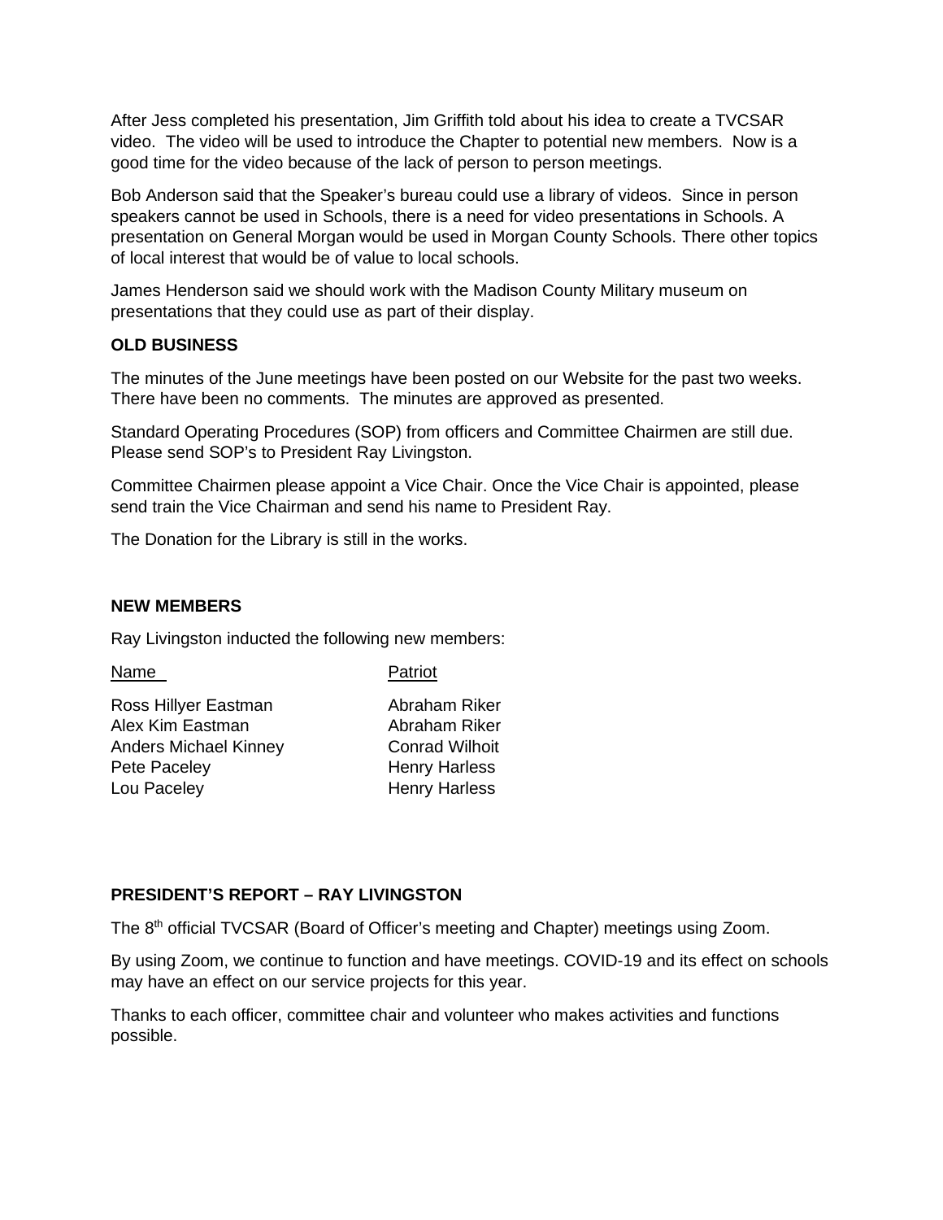After Jess completed his presentation, Jim Griffith told about his idea to create a TVCSAR video. The video will be used to introduce the Chapter to potential new members. Now is a good time for the video because of the lack of person to person meetings.

Bob Anderson said that the Speaker's bureau could use a library of videos. Since in person speakers cannot be used in Schools, there is a need for video presentations in Schools. A presentation on General Morgan would be used in Morgan County Schools. There other topics of local interest that would be of value to local schools.

James Henderson said we should work with the Madison County Military museum on presentations that they could use as part of their display.

**OLD BUSINESS**

The minutes of the June meetings have been posted on our Website for the past two weeks. There have been no comments. The minutes are approved as presented.

Standard Operating Procedures (SOP) from officers and Committee Chairmen are still due. Please send SOP's to President Ray Livingston.

Committee Chairmen please appoint a Vice Chair. Once the Vice Chair is appointed, please send train the Vice Chairman and send his name to President Ray.

The Donation for the Library is still in the works.

**NEW MEMBERS**

Ray Livingston inducted the following new members:

| Name | Patriot |
| --- | --- |
| Ross Hillyer Eastman | Abraham Riker |
| Alex Kim Eastman | Abraham Riker |
| Anders Michael Kinney | Conrad Wilhoit |
| Pete Paceley | Henry Harless |
| Lou Paceley | Henry Harless |

**PRESIDENT'S REPORT – RAY LIVINGSTON**

The 8th official TVCSAR (Board of Officer's meeting and Chapter) meetings using Zoom.

By using Zoom, we continue to function and have meetings. COVID-19 and its effect on schools may have an effect on our service projects for this year.

Thanks to each officer, committee chair and volunteer who makes activities and functions possible.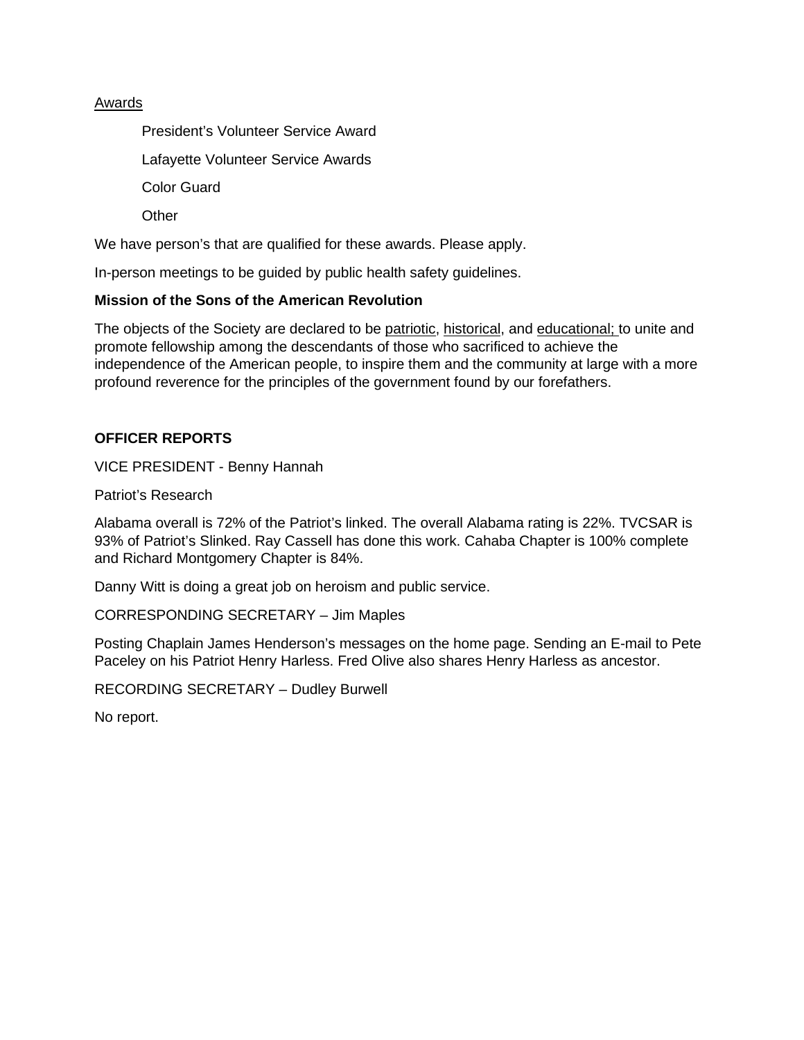<u>Awards</u>

President's Volunteer Service Award

Lafayette Volunteer Service Awards

Color Guard

Other

We have person's that are qualified for these awards. Please apply.

In-person meetings to be guided by public health safety guidelines.

**Mission of the Sons of the American Revolution**

The objects of the Society are declared to be <u>patriotic</u>, <u>historical</u>, and <u>educational;</u> to unite and promote fellowship among the descendants of those who sacrificed to achieve the independence of the American people, to inspire them and the community at large with a more profound reverence for the principles of the government found by our forefathers.

**OFFICER REPORTS**

VICE PRESIDENT - Benny Hannah

Patriot's Research

Alabama overall is 72% of the Patriot's linked. The overall Alabama rating is 22%. TVCSAR is 93% of Patriot's Slinked. Ray Cassell has done this work. Cahaba Chapter is 100% complete and Richard Montgomery Chapter is 84%.

Danny Witt is doing a great job on heroism and public service.

CORRESPONDING SECRETARY – Jim Maples

Posting Chaplain James Henderson's messages on the home page. Sending an E-mail to Pete Paceley on his Patriot Henry Harless. Fred Olive also shares Henry Harless as ancestor.

RECORDING SECRETARY – Dudley Burwell

No report.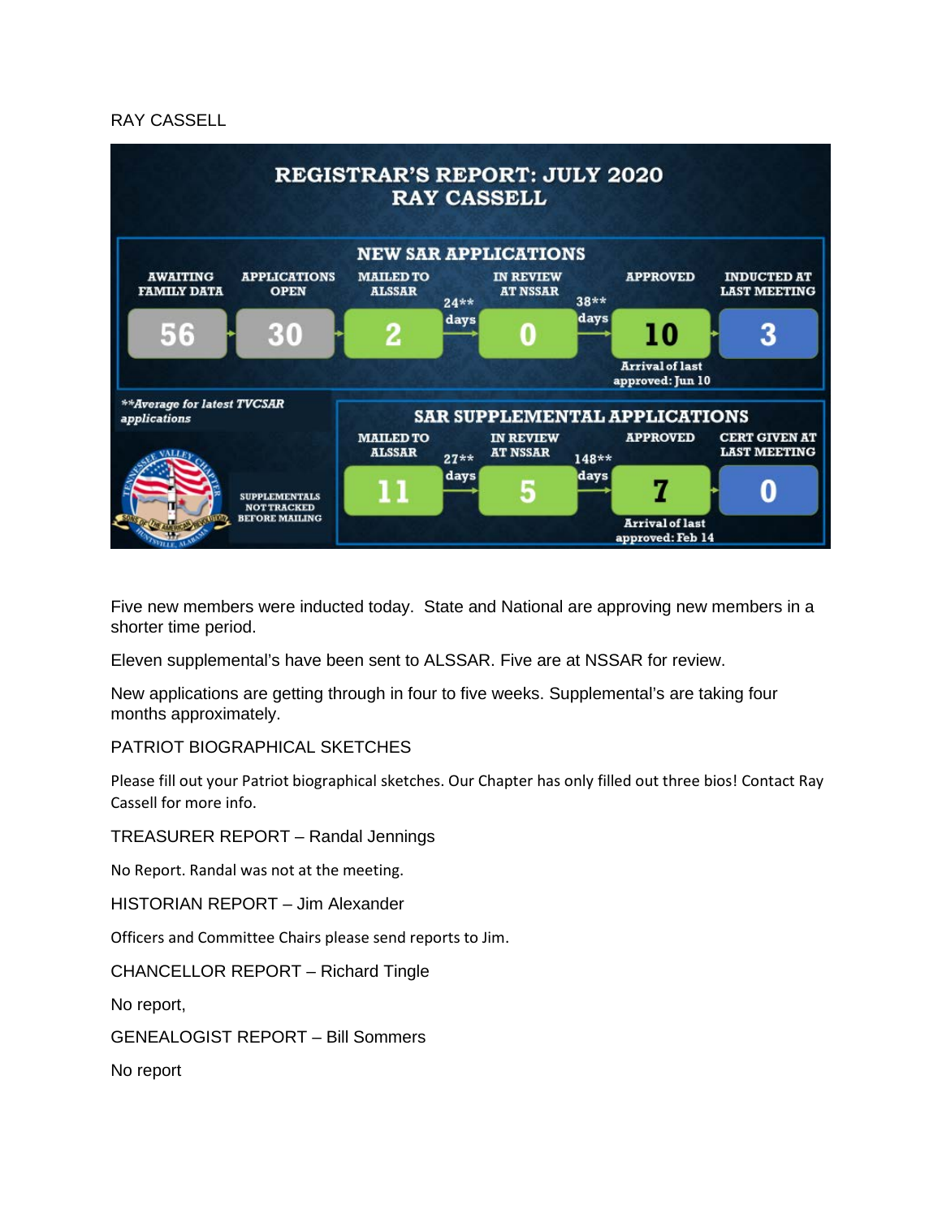RAY CASSELL

# REGISTRAR'S REPORT: JULY 2020
## RAY CASSELL

### NEW SAR APPLICATIONS

| AWAITING FAMILY DATA | APPLICATIONS OPEN | MAILED TO ALSSAR | | IN REVIEW AT NSSAR | | APPROVED | INDUCTED AT LAST MEETING |
|---|---|---|---|---|---|---|---|
| 56 | 30 | 2 | 24** days | 0 | 38** days | 10 | 3 |
| | | | | | | Arrival of last approved: Jun 10 | |

**\*\*Average for latest TVCSAR applications***

### SAR SUPPLEMENTAL APPLICATIONS

SUPPLEMENTALS NOT TRACKED BEFORE MAILING

| MAILED TO ALSSAR | | IN REVIEW AT NSSAR | | APPROVED | CERT GIVEN AT LAST MEETING |
|---|---|---|---|---|---|
| 11 | 27** days | 5 | 148** days | 7 | 0 |
| | | | | Arrival of last approved: Feb 14 | |

Five new members were inducted today. State and National are approving new members in a shorter time period.

Eleven supplemental's have been sent to ALSSAR. Five are at NSSAR for review.

New applications are getting through in four to five weeks. Supplemental's are taking four months approximately.

PATRIOT BIOGRAPHICAL SKETCHES

Please fill out your Patriot biographical sketches. Our Chapter has only filled out three bios! Contact Ray Cassell for more info.

TREASURER REPORT – Randal Jennings

No Report. Randal was not at the meeting.

HISTORIAN REPORT – Jim Alexander

Officers and Committee Chairs please send reports to Jim.

CHANCELLOR REPORT – Richard Tingle

No report,

GENEALOGIST REPORT – Bill Sommers

No report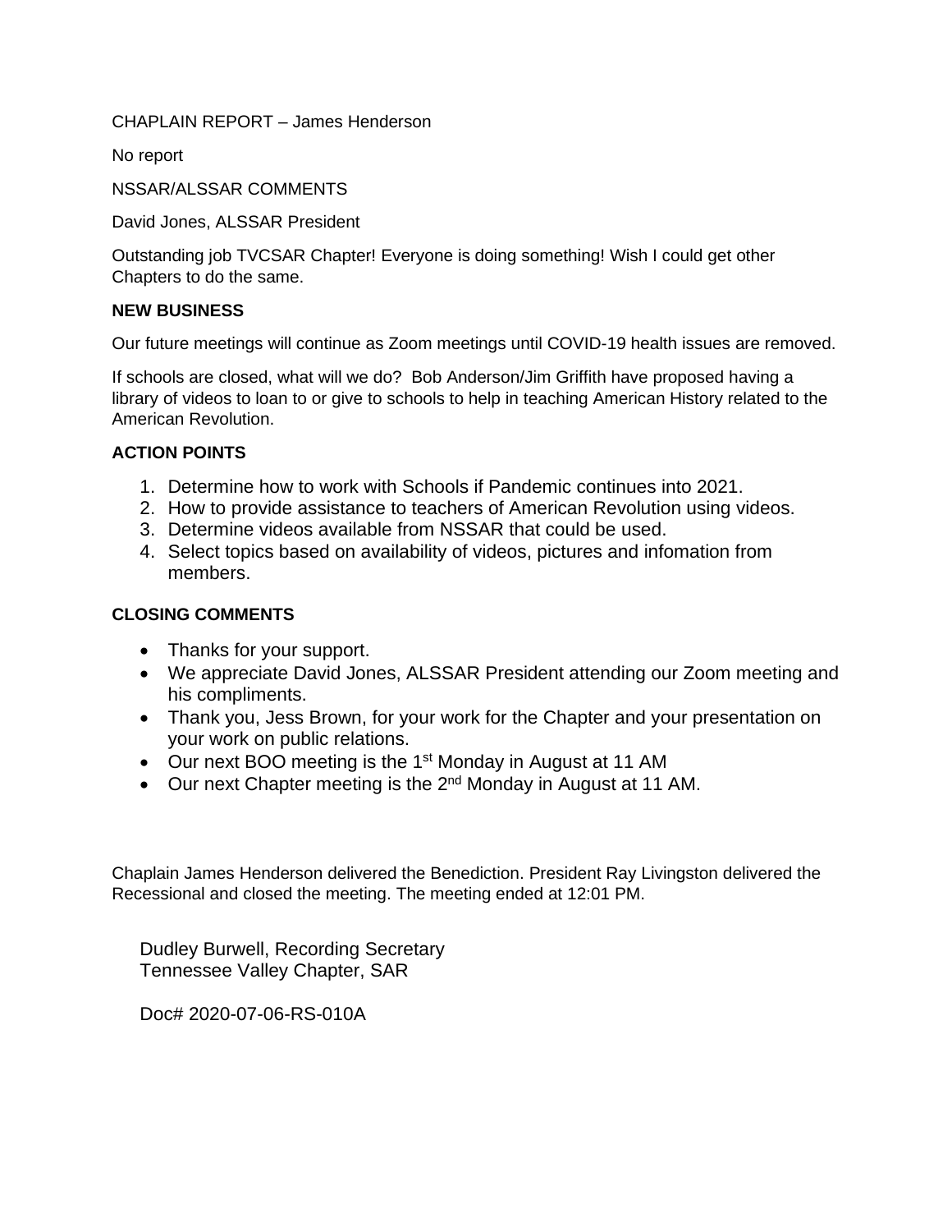CHAPLAIN REPORT – James Henderson

No report

NSSAR/ALSSAR COMMENTS

David Jones, ALSSAR President

Outstanding job TVCSAR Chapter! Everyone is doing something! Wish I could get other Chapters to do the same.

**NEW BUSINESS**

Our future meetings will continue as Zoom meetings until COVID-19 health issues are removed.

If schools are closed, what will we do? Bob Anderson/Jim Griffith have proposed having a library of videos to loan to or give to schools to help in teaching American History related to the American Revolution.

**ACTION POINTS**

1. Determine how to work with Schools if Pandemic continues into 2021.
2. How to provide assistance to teachers of American Revolution using videos.
3. Determine videos available from NSSAR that could be used.
4. Select topics based on availability of videos, pictures and infomation from members.

**CLOSING COMMENTS**

- Thanks for your support.
- We appreciate David Jones, ALSSAR President attending our Zoom meeting and his compliments.
- Thank you, Jess Brown, for your work for the Chapter and your presentation on your work on public relations.
- Our next BOO meeting is the 1st Monday in August at 11 AM
- Our next Chapter meeting is the 2nd Monday in August at 11 AM.

Chaplain James Henderson delivered the Benediction. President Ray Livingston delivered the Recessional and closed the meeting. The meeting ended at 12:01 PM.

Dudley Burwell, Recording Secretary
Tennessee Valley Chapter, SAR

Doc# 2020-07-06-RS-010A